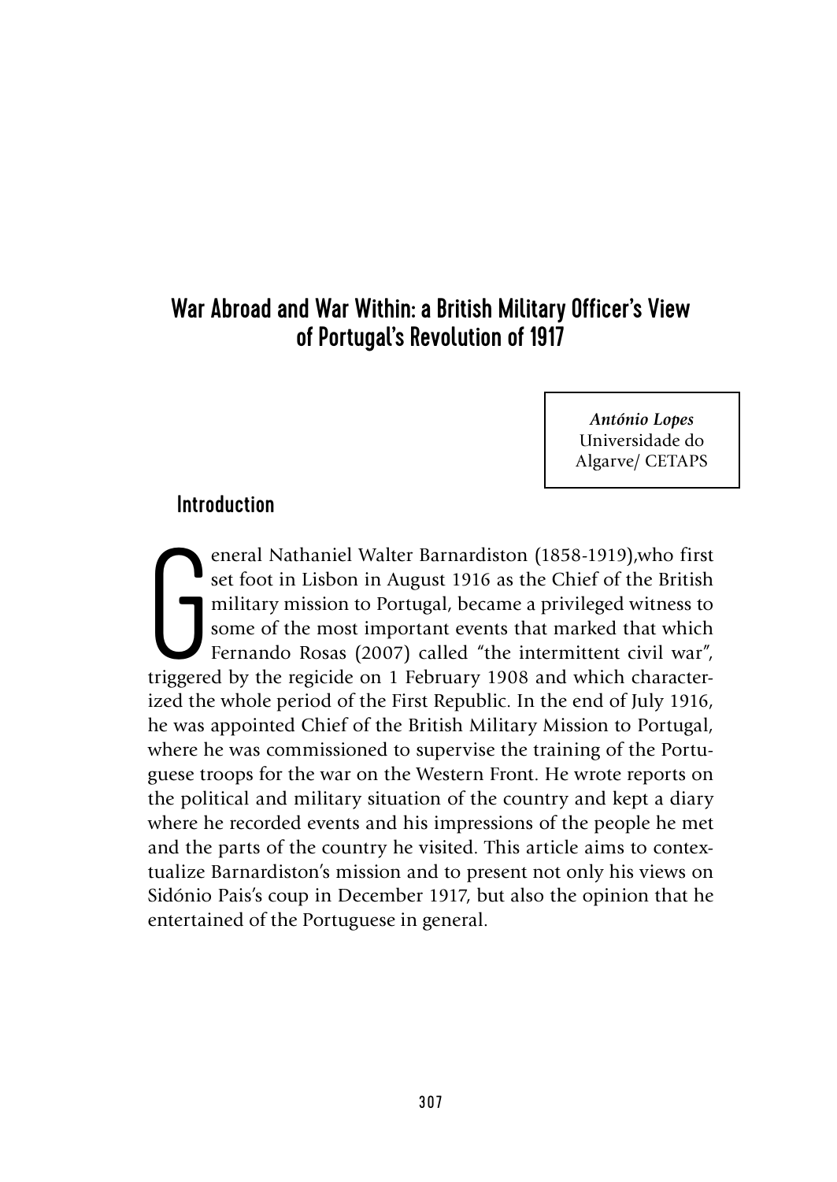# War Abroad and War Within: a British Military Officer's View of Portugal's Revolution of 1917

***António Lopes***
Universidade do Algarve/ CETAPS

## Introduction

General Nathaniel Walter Barnardiston (1858-1919),who first set foot in Lisbon in August 1916 as the Chief of the British military mission to Portugal, became a privileged witness to some of the most important events that marked that which Fernando Rosas (2007) called "the intermittent civil war", triggered by the regicide on 1 February 1908 and which characterized the whole period of the First Republic. In the end of July 1916, he was appointed Chief of the British Military Mission to Portugal, where he was commissioned to supervise the training of the Portuguese troops for the war on the Western Front. He wrote reports on the political and military situation of the country and kept a diary where he recorded events and his impressions of the people he met and the parts of the country he visited. This article aims to contextualize Barnardiston's mission and to present not only his views on Sidónio Pais's coup in December 1917, but also the opinion that he entertained of the Portuguese in general.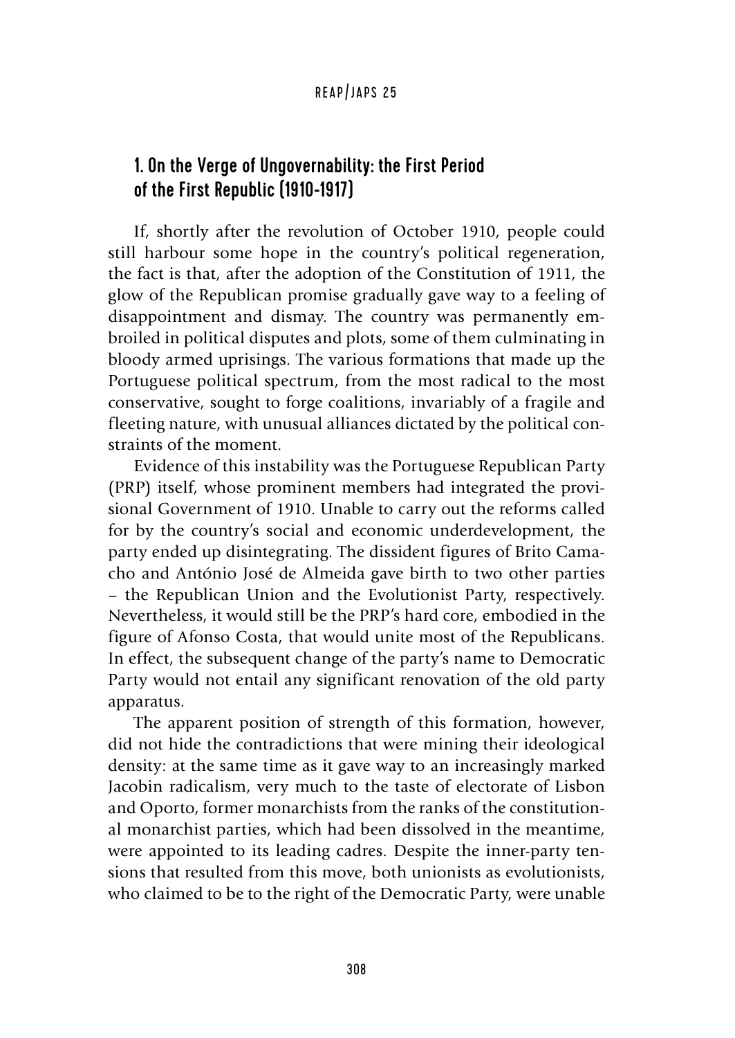## 1. On the Verge of Ungovernability: the First Period of the First Republic (1910-1917)

If, shortly after the revolution of October 1910, people could still harbour some hope in the country's political regeneration, the fact is that, after the adoption of the Constitution of 1911, the glow of the Republican promise gradually gave way to a feeling of disappointment and dismay. The country was permanently embroiled in political disputes and plots, some of them culminating in bloody armed uprisings. The various formations that made up the Portuguese political spectrum, from the most radical to the most conservative, sought to forge coalitions, invariably of a fragile and fleeting nature, with unusual alliances dictated by the political constraints of the moment.

Evidence of this instability was the Portuguese Republican Party (PRP) itself, whose prominent members had integrated the provisional Government of 1910. Unable to carry out the reforms called for by the country's social and economic underdevelopment, the party ended up disintegrating. The dissident figures of Brito Camacho and António José de Almeida gave birth to two other parties – the Republican Union and the Evolutionist Party, respectively. Nevertheless, it would still be the PRP's hard core, embodied in the figure of Afonso Costa, that would unite most of the Republicans. In effect, the subsequent change of the party's name to Democratic Party would not entail any significant renovation of the old party apparatus.

The apparent position of strength of this formation, however, did not hide the contradictions that were mining their ideological density: at the same time as it gave way to an increasingly marked Jacobin radicalism, very much to the taste of electorate of Lisbon and Oporto, former monarchists from the ranks of the constitutional monarchist parties, which had been dissolved in the meantime, were appointed to its leading cadres. Despite the inner-party tensions that resulted from this move, both unionists as evolutionists, who claimed to be to the right of the Democratic Party, were unable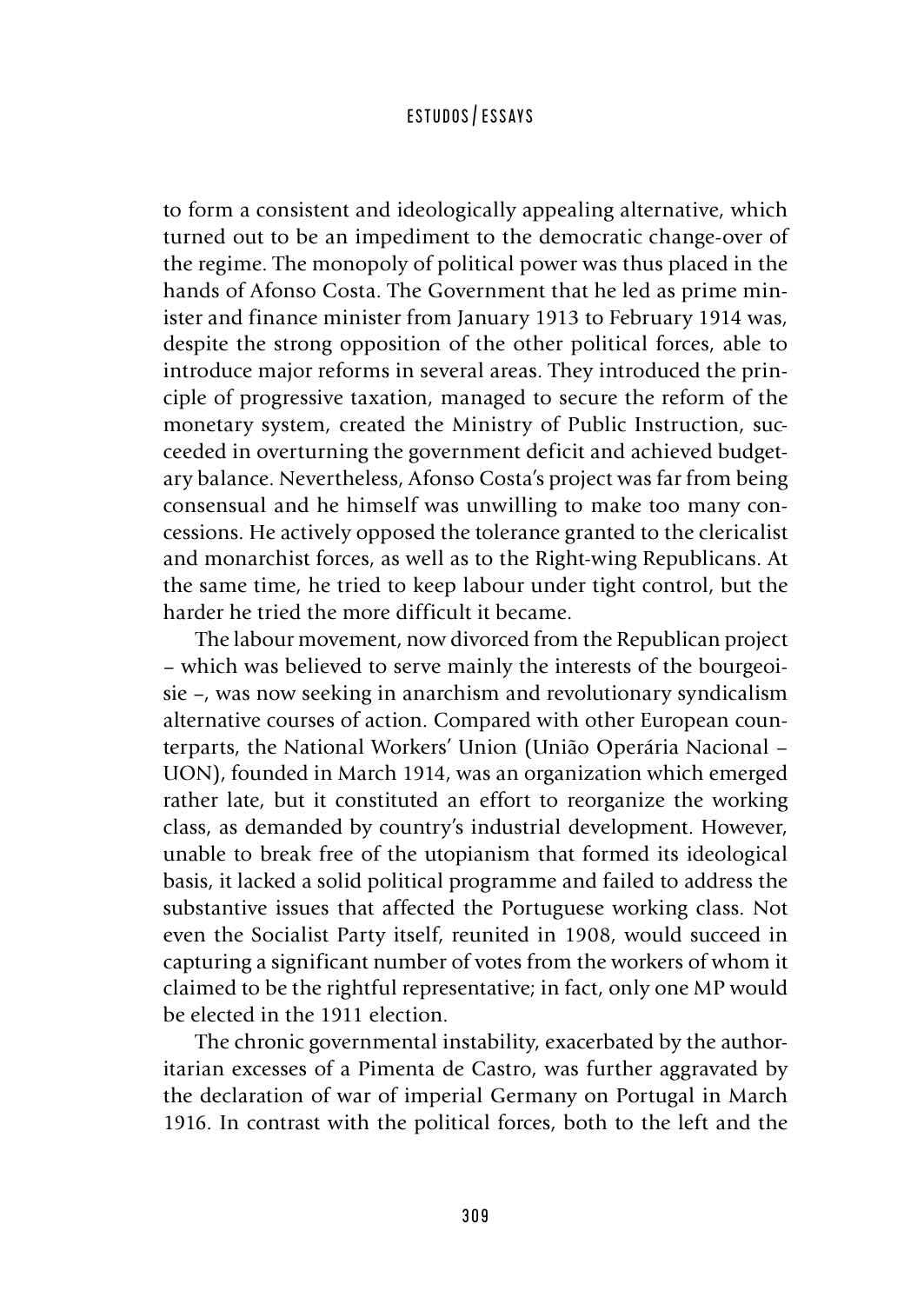to form a consistent and ideologically appealing alternative, which turned out to be an impediment to the democratic change-over of the regime. The monopoly of political power was thus placed in the hands of Afonso Costa. The Government that he led as prime minister and finance minister from January 1913 to February 1914 was, despite the strong opposition of the other political forces, able to introduce major reforms in several areas. They introduced the principle of progressive taxation, managed to secure the reform of the monetary system, created the Ministry of Public Instruction, succeeded in overturning the government deficit and achieved budgetary balance. Nevertheless, Afonso Costa's project was far from being consensual and he himself was unwilling to make too many concessions. He actively opposed the tolerance granted to the clericalist and monarchist forces, as well as to the Right-wing Republicans. At the same time, he tried to keep labour under tight control, but the harder he tried the more difficult it became.

The labour movement, now divorced from the Republican project – which was believed to serve mainly the interests of the bourgeoisie –, was now seeking in anarchism and revolutionary syndicalism alternative courses of action. Compared with other European counterparts, the National Workers' Union (União Operária Nacional – UON), founded in March 1914, was an organization which emerged rather late, but it constituted an effort to reorganize the working class, as demanded by country's industrial development. However, unable to break free of the utopianism that formed its ideological basis, it lacked a solid political programme and failed to address the substantive issues that affected the Portuguese working class. Not even the Socialist Party itself, reunited in 1908, would succeed in capturing a significant number of votes from the workers of whom it claimed to be the rightful representative; in fact, only one MP would be elected in the 1911 election.

The chronic governmental instability, exacerbated by the authoritarian excesses of a Pimenta de Castro, was further aggravated by the declaration of war of imperial Germany on Portugal in March 1916. In contrast with the political forces, both to the left and the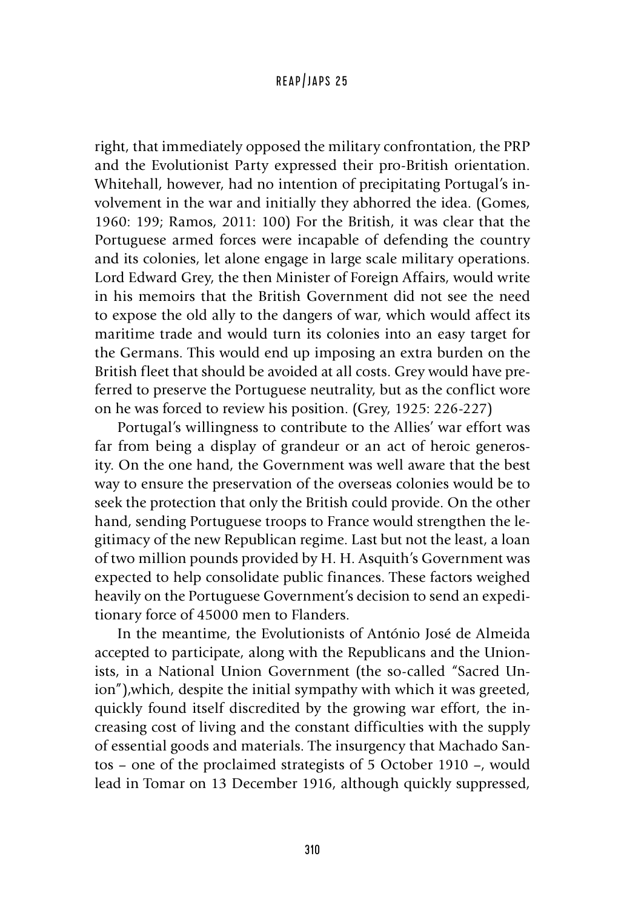right, that immediately opposed the military confrontation, the PRP and the Evolutionist Party expressed their pro-British orientation. Whitehall, however, had no intention of precipitating Portugal's involvement in the war and initially they abhorred the idea. (Gomes, 1960: 199; Ramos, 2011: 100) For the British, it was clear that the Portuguese armed forces were incapable of defending the country and its colonies, let alone engage in large scale military operations. Lord Edward Grey, the then Minister of Foreign Affairs, would write in his memoirs that the British Government did not see the need to expose the old ally to the dangers of war, which would affect its maritime trade and would turn its colonies into an easy target for the Germans. This would end up imposing an extra burden on the British fleet that should be avoided at all costs. Grey would have preferred to preserve the Portuguese neutrality, but as the conflict wore on he was forced to review his position. (Grey, 1925: 226-227)

Portugal's willingness to contribute to the Allies' war effort was far from being a display of grandeur or an act of heroic generosity. On the one hand, the Government was well aware that the best way to ensure the preservation of the overseas colonies would be to seek the protection that only the British could provide. On the other hand, sending Portuguese troops to France would strengthen the legitimacy of the new Republican regime. Last but not the least, a loan of two million pounds provided by H. H. Asquith's Government was expected to help consolidate public finances. These factors weighed heavily on the Portuguese Government's decision to send an expeditionary force of 45000 men to Flanders.

In the meantime, the Evolutionists of António José de Almeida accepted to participate, along with the Republicans and the Unionists, in a National Union Government (the so-called "Sacred Union"),which, despite the initial sympathy with which it was greeted, quickly found itself discredited by the growing war effort, the increasing cost of living and the constant difficulties with the supply of essential goods and materials. The insurgency that Machado Santos – one of the proclaimed strategists of 5 October 1910 –, would lead in Tomar on 13 December 1916, although quickly suppressed,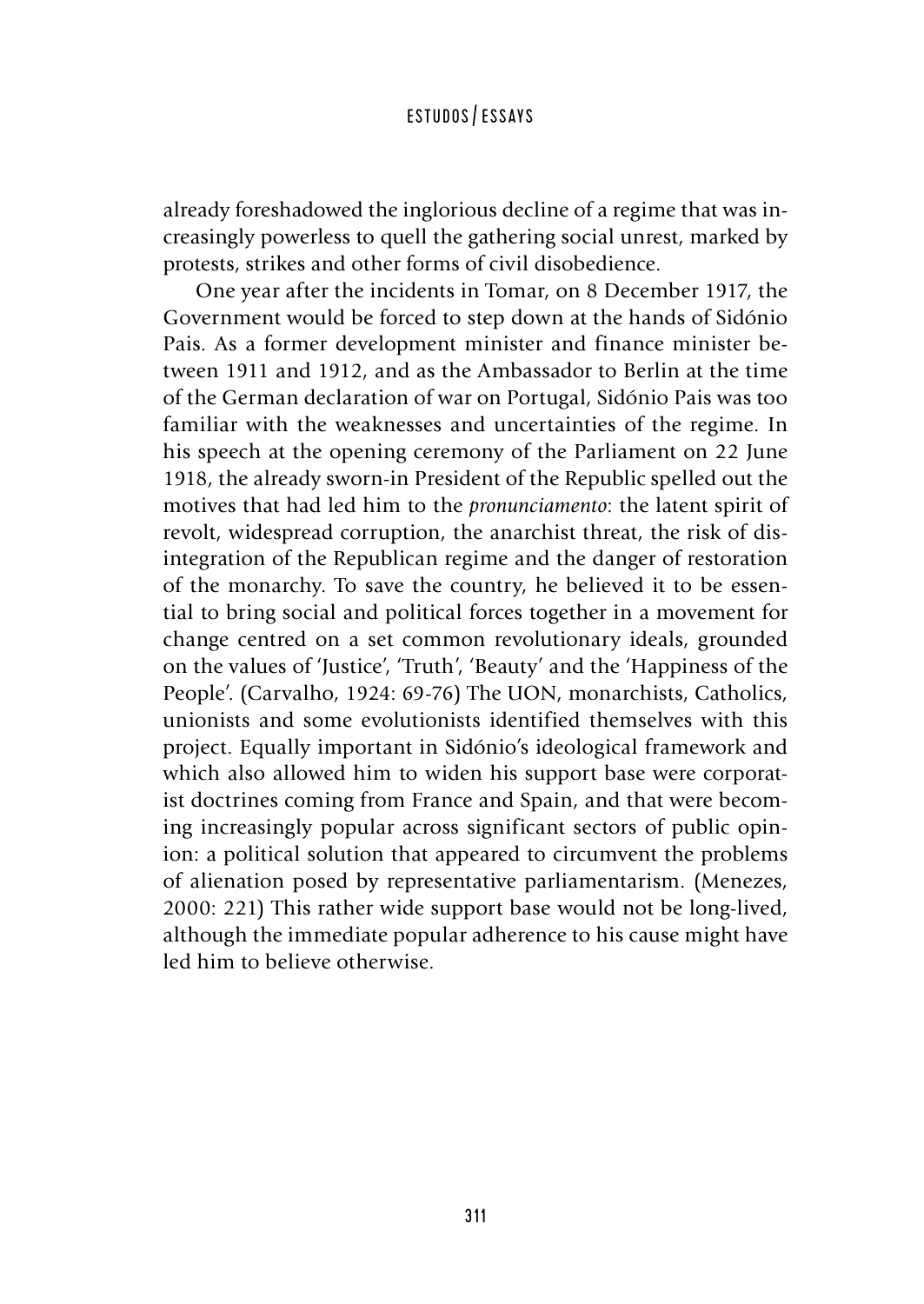already foreshadowed the inglorious decline of a regime that was increasingly powerless to quell the gathering social unrest, marked by protests, strikes and other forms of civil disobedience.

One year after the incidents in Tomar, on 8 December 1917, the Government would be forced to step down at the hands of Sidónio Pais. As a former development minister and finance minister between 1911 and 1912, and as the Ambassador to Berlin at the time of the German declaration of war on Portugal, Sidónio Pais was too familiar with the weaknesses and uncertainties of the regime. In his speech at the opening ceremony of the Parliament on 22 June 1918, the already sworn-in President of the Republic spelled out the motives that had led him to the *pronunciamento*: the latent spirit of revolt, widespread corruption, the anarchist threat, the risk of disintegration of the Republican regime and the danger of restoration of the monarchy. To save the country, he believed it to be essential to bring social and political forces together in a movement for change centred on a set common revolutionary ideals, grounded on the values of 'Justice', 'Truth', 'Beauty' and the 'Happiness of the People'. (Carvalho, 1924: 69-76) The UON, monarchists, Catholics, unionists and some evolutionists identified themselves with this project. Equally important in Sidónio's ideological framework and which also allowed him to widen his support base were corporatist doctrines coming from France and Spain, and that were becoming increasingly popular across significant sectors of public opinion: a political solution that appeared to circumvent the problems of alienation posed by representative parliamentarism. (Menezes, 2000: 221) This rather wide support base would not be long-lived, although the immediate popular adherence to his cause might have led him to believe otherwise.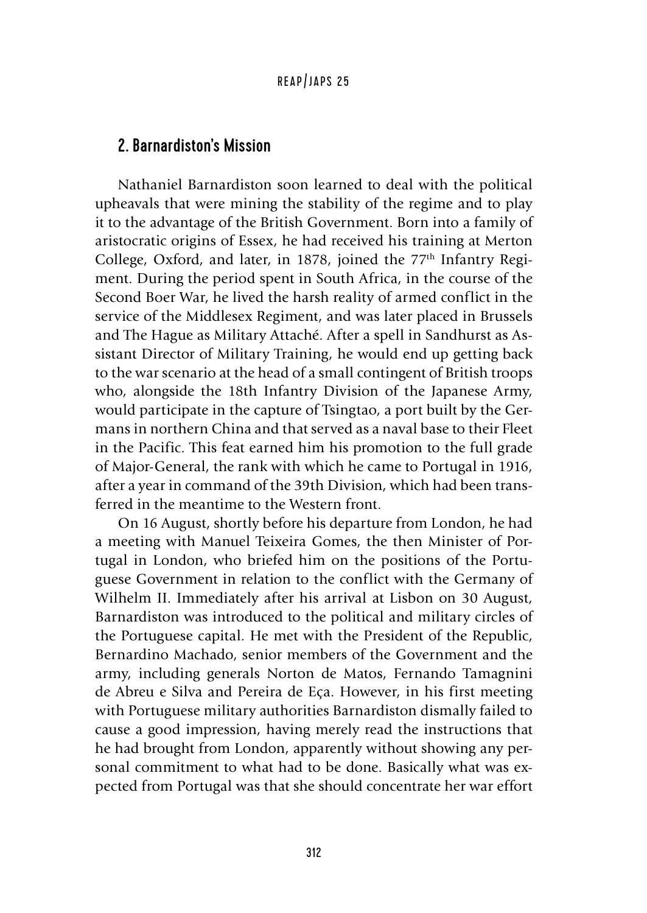## 2. Barnardiston's Mission

Nathaniel Barnardiston soon learned to deal with the political upheavals that were mining the stability of the regime and to play it to the advantage of the British Government. Born into a family of aristocratic origins of Essex, he had received his training at Merton College, Oxford, and later, in 1878, joined the 77th Infantry Regiment. During the period spent in South Africa, in the course of the Second Boer War, he lived the harsh reality of armed conflict in the service of the Middlesex Regiment, and was later placed in Brussels and The Hague as Military Attaché. After a spell in Sandhurst as Assistant Director of Military Training, he would end up getting back to the war scenario at the head of a small contingent of British troops who, alongside the 18th Infantry Division of the Japanese Army, would participate in the capture of Tsingtao, a port built by the Germans in northern China and that served as a naval base to their Fleet in the Pacific. This feat earned him his promotion to the full grade of Major-General, the rank with which he came to Portugal in 1916, after a year in command of the 39th Division, which had been transferred in the meantime to the Western front.

On 16 August, shortly before his departure from London, he had a meeting with Manuel Teixeira Gomes, the then Minister of Portugal in London, who briefed him on the positions of the Portuguese Government in relation to the conflict with the Germany of Wilhelm II. Immediately after his arrival at Lisbon on 30 August, Barnardiston was introduced to the political and military circles of the Portuguese capital. He met with the President of the Republic, Bernardino Machado, senior members of the Government and the army, including generals Norton de Matos, Fernando Tamagnini de Abreu e Silva and Pereira de Eça. However, in his first meeting with Portuguese military authorities Barnardiston dismally failed to cause a good impression, having merely read the instructions that he had brought from London, apparently without showing any personal commitment to what had to be done. Basically what was expected from Portugal was that she should concentrate her war effort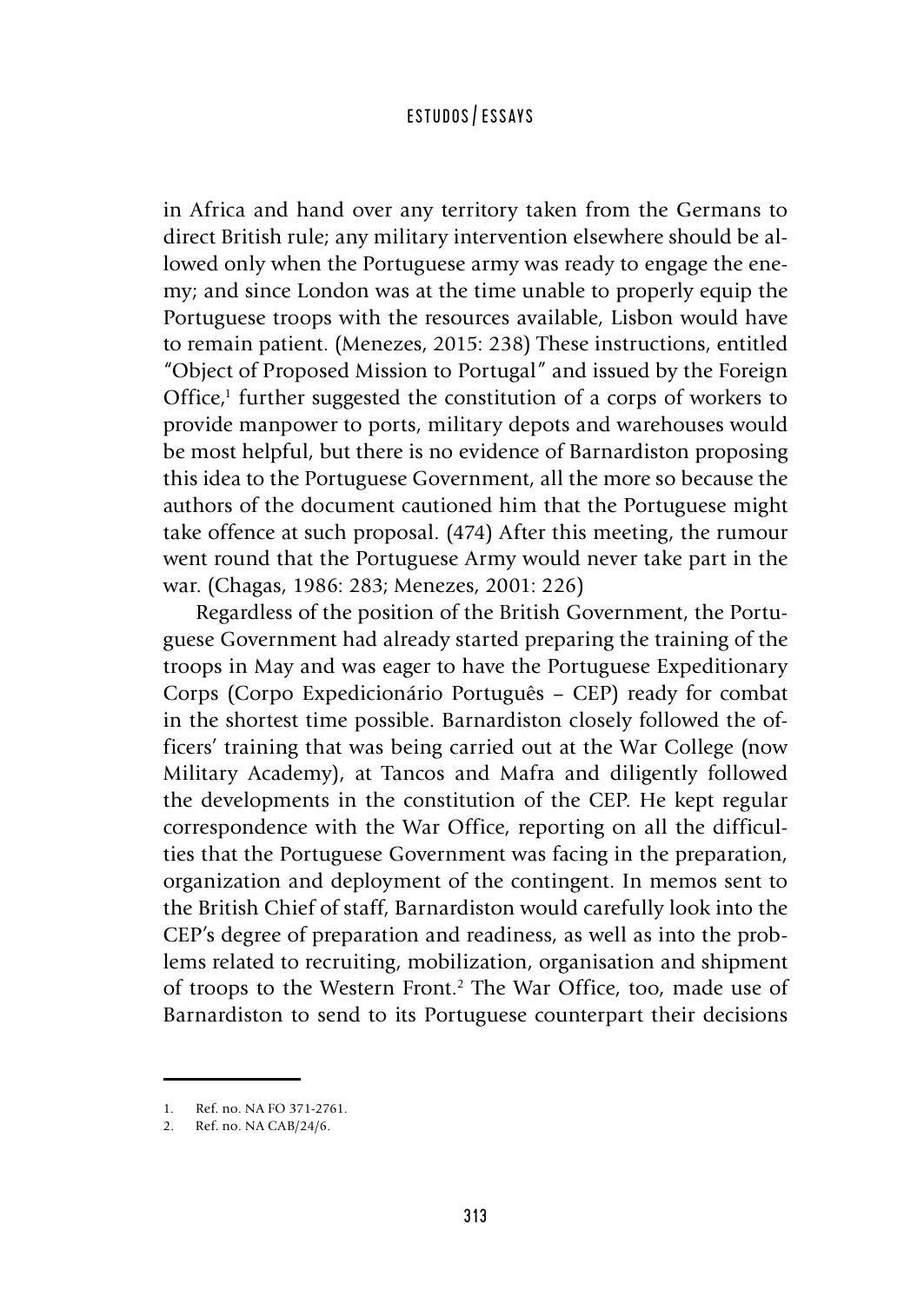in Africa and hand over any territory taken from the Germans to direct British rule; any military intervention elsewhere should be allowed only when the Portuguese army was ready to engage the enemy; and since London was at the time unable to properly equip the Portuguese troops with the resources available, Lisbon would have to remain patient. (Menezes, 2015: 238) These instructions, entitled "Object of Proposed Mission to Portugal" and issued by the Foreign Office,[1] further suggested the constitution of a corps of workers to provide manpower to ports, military depots and warehouses would be most helpful, but there is no evidence of Barnardiston proposing this idea to the Portuguese Government, all the more so because the authors of the document cautioned him that the Portuguese might take offence at such proposal. (474) After this meeting, the rumour went round that the Portuguese Army would never take part in the war. (Chagas, 1986: 283; Menezes, 2001: 226)

Regardless of the position of the British Government, the Portuguese Government had already started preparing the training of the troops in May and was eager to have the Portuguese Expeditionary Corps (Corpo Expedicionário Português – CEP) ready for combat in the shortest time possible. Barnardiston closely followed the officers' training that was being carried out at the War College (now Military Academy), at Tancos and Mafra and diligently followed the developments in the constitution of the CEP. He kept regular correspondence with the War Office, reporting on all the difficulties that the Portuguese Government was facing in the preparation, organization and deployment of the contingent. In memos sent to the British Chief of staff, Barnardiston would carefully look into the CEP's degree of preparation and readiness, as well as into the problems related to recruiting, mobilization, organisation and shipment of troops to the Western Front.[2] The War Office, too, made use of Barnardiston to send to its Portuguese counterpart their decisions

---

1. Ref. no. NA FO 371-2761.
2. Ref. no. NA CAB/24/6.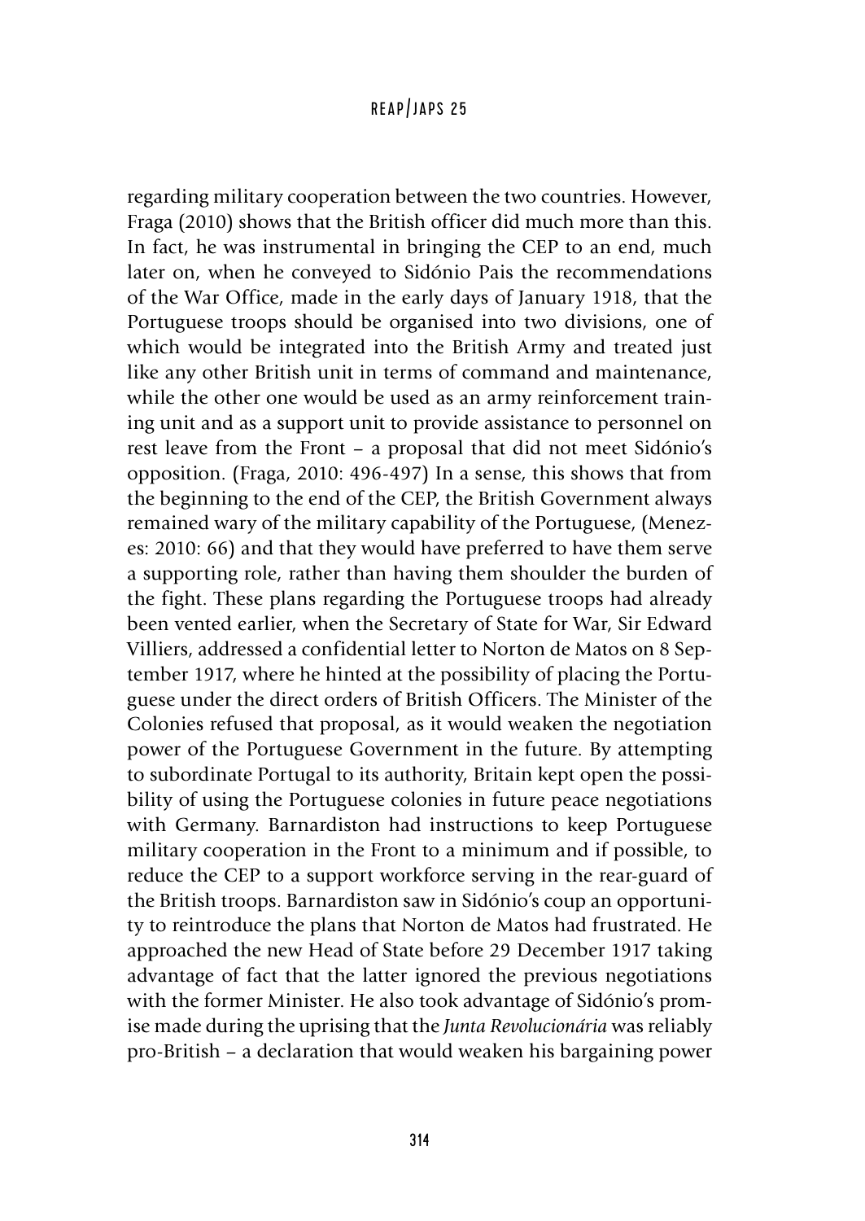regarding military cooperation between the two countries. However, Fraga (2010) shows that the British officer did much more than this. In fact, he was instrumental in bringing the CEP to an end, much later on, when he conveyed to Sidónio Pais the recommendations of the War Office, made in the early days of January 1918, that the Portuguese troops should be organised into two divisions, one of which would be integrated into the British Army and treated just like any other British unit in terms of command and maintenance, while the other one would be used as an army reinforcement training unit and as a support unit to provide assistance to personnel on rest leave from the Front – a proposal that did not meet Sidónio's opposition. (Fraga, 2010: 496-497) In a sense, this shows that from the beginning to the end of the CEP, the British Government always remained wary of the military capability of the Portuguese, (Menezes: 2010: 66) and that they would have preferred to have them serve a supporting role, rather than having them shoulder the burden of the fight. These plans regarding the Portuguese troops had already been vented earlier, when the Secretary of State for War, Sir Edward Villiers, addressed a confidential letter to Norton de Matos on 8 September 1917, where he hinted at the possibility of placing the Portuguese under the direct orders of British Officers. The Minister of the Colonies refused that proposal, as it would weaken the negotiation power of the Portuguese Government in the future. By attempting to subordinate Portugal to its authority, Britain kept open the possibility of using the Portuguese colonies in future peace negotiations with Germany. Barnardiston had instructions to keep Portuguese military cooperation in the Front to a minimum and if possible, to reduce the CEP to a support workforce serving in the rear-guard of the British troops. Barnardiston saw in Sidónio's coup an opportunity to reintroduce the plans that Norton de Matos had frustrated. He approached the new Head of State before 29 December 1917 taking advantage of fact that the latter ignored the previous negotiations with the former Minister. He also took advantage of Sidónio's promise made during the uprising that the *Junta Revolucionária* was reliably pro-British – a declaration that would weaken his bargaining power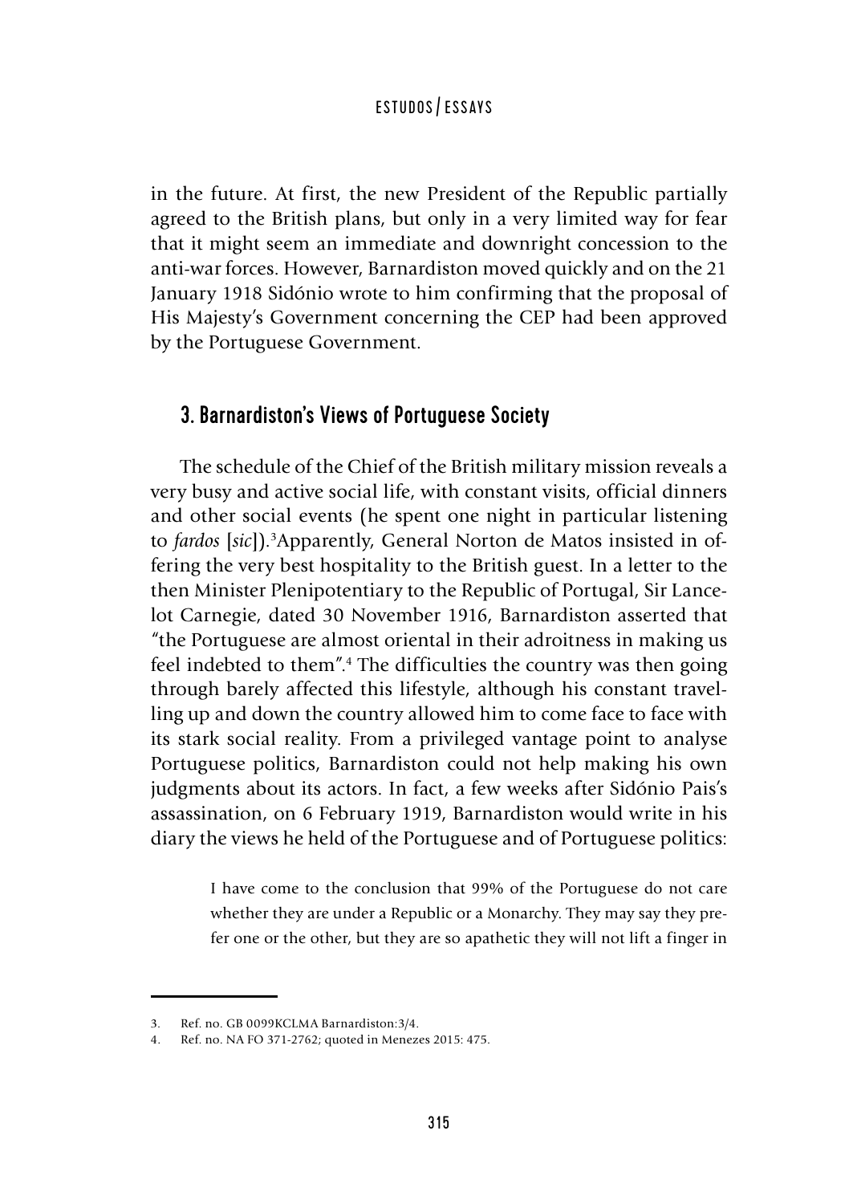in the future. At first, the new President of the Republic partially agreed to the British plans, but only in a very limited way for fear that it might seem an immediate and downright concession to the anti-war forces. However, Barnardiston moved quickly and on the 21 January 1918 Sidónio wrote to him confirming that the proposal of His Majesty's Government concerning the CEP had been approved by the Portuguese Government.

## 3. Barnardiston's Views of Portuguese Society

The schedule of the Chief of the British military mission reveals a very busy and active social life, with constant visits, official dinners and other social events (he spent one night in particular listening to *fardos* [*sic*]).[3] Apparently, General Norton de Matos insisted in offering the very best hospitality to the British guest. In a letter to the then Minister Plenipotentiary to the Republic of Portugal, Sir Lancelot Carnegie, dated 30 November 1916, Barnardiston asserted that "the Portuguese are almost oriental in their adroitness in making us feel indebted to them".[4] The difficulties the country was then going through barely affected this lifestyle, although his constant travelling up and down the country allowed him to come face to face with its stark social reality. From a privileged vantage point to analyse Portuguese politics, Barnardiston could not help making his own judgments about its actors. In fact, a few weeks after Sidónio Pais's assassination, on 6 February 1919, Barnardiston would write in his diary the views he held of the Portuguese and of Portuguese politics:

> I have come to the conclusion that 99% of the Portuguese do not care whether they are under a Republic or a Monarchy. They may say they prefer one or the other, but they are so apathetic they will not lift a finger in

---

3. Ref. no. GB 0099KCLMA Barnardiston:3/4.
4. Ref. no. NA FO 371-2762; quoted in Menezes 2015: 475.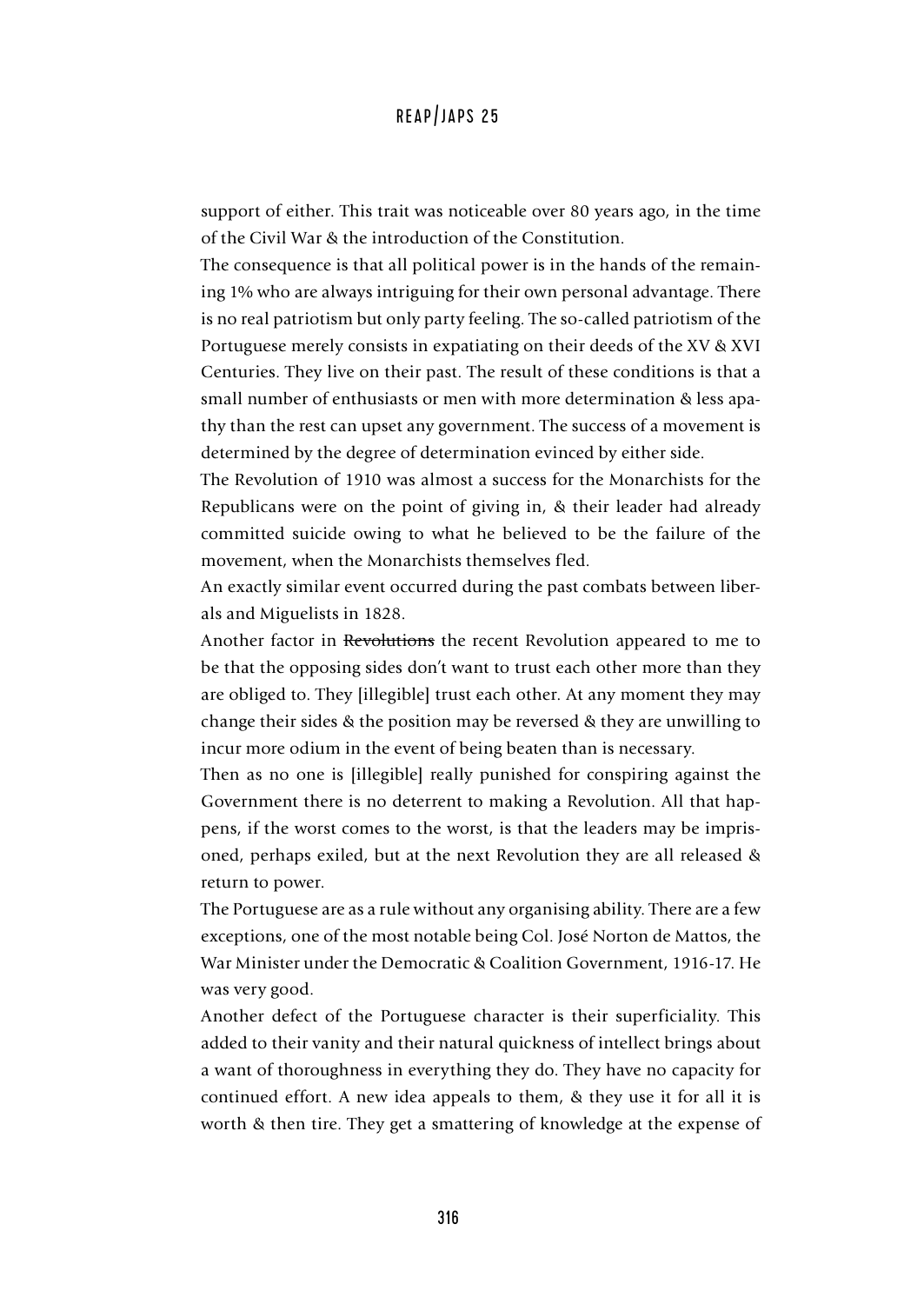support of either. This trait was noticeable over 80 years ago, in the time of the Civil War & the introduction of the Constitution.

The consequence is that all political power is in the hands of the remaining 1% who are always intriguing for their own personal advantage. There is no real patriotism but only party feeling. The so-called patriotism of the Portuguese merely consists in expatiating on their deeds of the XV & XVI Centuries. They live on their past. The result of these conditions is that a small number of enthusiasts or men with more determination & less apathy than the rest can upset any government. The success of a movement is determined by the degree of determination evinced by either side.

The Revolution of 1910 was almost a success for the Monarchists for the Republicans were on the point of giving in, & their leader had already committed suicide owing to what he believed to be the failure of the movement, when the Monarchists themselves fled.

An exactly similar event occurred during the past combats between liberals and Miguelists in 1828.

Another factor in ~~Revolutions~~ the recent Revolution appeared to me to be that the opposing sides don't want to trust each other more than they are obliged to. They [illegible] trust each other. At any moment they may change their sides & the position may be reversed & they are unwilling to incur more odium in the event of being beaten than is necessary.

Then as no one is [illegible] really punished for conspiring against the Government there is no deterrent to making a Revolution. All that happens, if the worst comes to the worst, is that the leaders may be imprisoned, perhaps exiled, but at the next Revolution they are all released & return to power.

The Portuguese are as a rule without any organising ability. There are a few exceptions, one of the most notable being Col. José Norton de Mattos, the War Minister under the Democratic & Coalition Government, 1916-17. He was very good.

Another defect of the Portuguese character is their superficiality. This added to their vanity and their natural quickness of intellect brings about a want of thoroughness in everything they do. They have no capacity for continued effort. A new idea appeals to them, & they use it for all it is worth & then tire. They get a smattering of knowledge at the expense of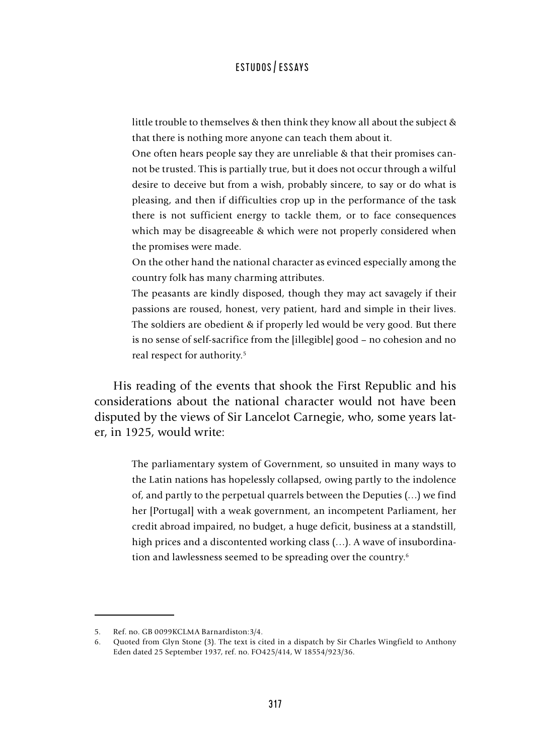little trouble to themselves & then think they know all about the subject & that there is nothing more anyone can teach them about it.

> One often hears people say they are unreliable & that their promises cannot be trusted. This is partially true, but it does not occur through a wilful desire to deceive but from a wish, probably sincere, to say or do what is pleasing, and then if difficulties crop up in the performance of the task there is not sufficient energy to tackle them, or to face consequences which may be disagreeable & which were not properly considered when the promises were made.
>
> On the other hand the national character as evinced especially among the country folk has many charming attributes.
>
> The peasants are kindly disposed, though they may act savagely if their passions are roused, honest, very patient, hard and simple in their lives. The soldiers are obedient & if properly led would be very good. But there is no sense of self-sacrifice from the [illegible] good – no cohesion and no real respect for authority.[5]

His reading of the events that shook the First Republic and his considerations about the national character would not have been disputed by the views of Sir Lancelot Carnegie, who, some years later, in 1925, would write:

> The parliamentary system of Government, so unsuited in many ways to the Latin nations has hopelessly collapsed, owing partly to the indolence of, and partly to the perpetual quarrels between the Deputies (…) we find her [Portugal] with a weak government, an incompetent Parliament, her credit abroad impaired, no budget, a huge deficit, business at a standstill, high prices and a discontented working class (…). A wave of insubordination and lawlessness seemed to be spreading over the country.[6]

---

5. Ref. no. GB 0099KCLMA Barnardiston:3/4.
6. Quoted from Glyn Stone (3). The text is cited in a dispatch by Sir Charles Wingfield to Anthony Eden dated 25 September 1937, ref. no. FO425/414, W 18554/923/36.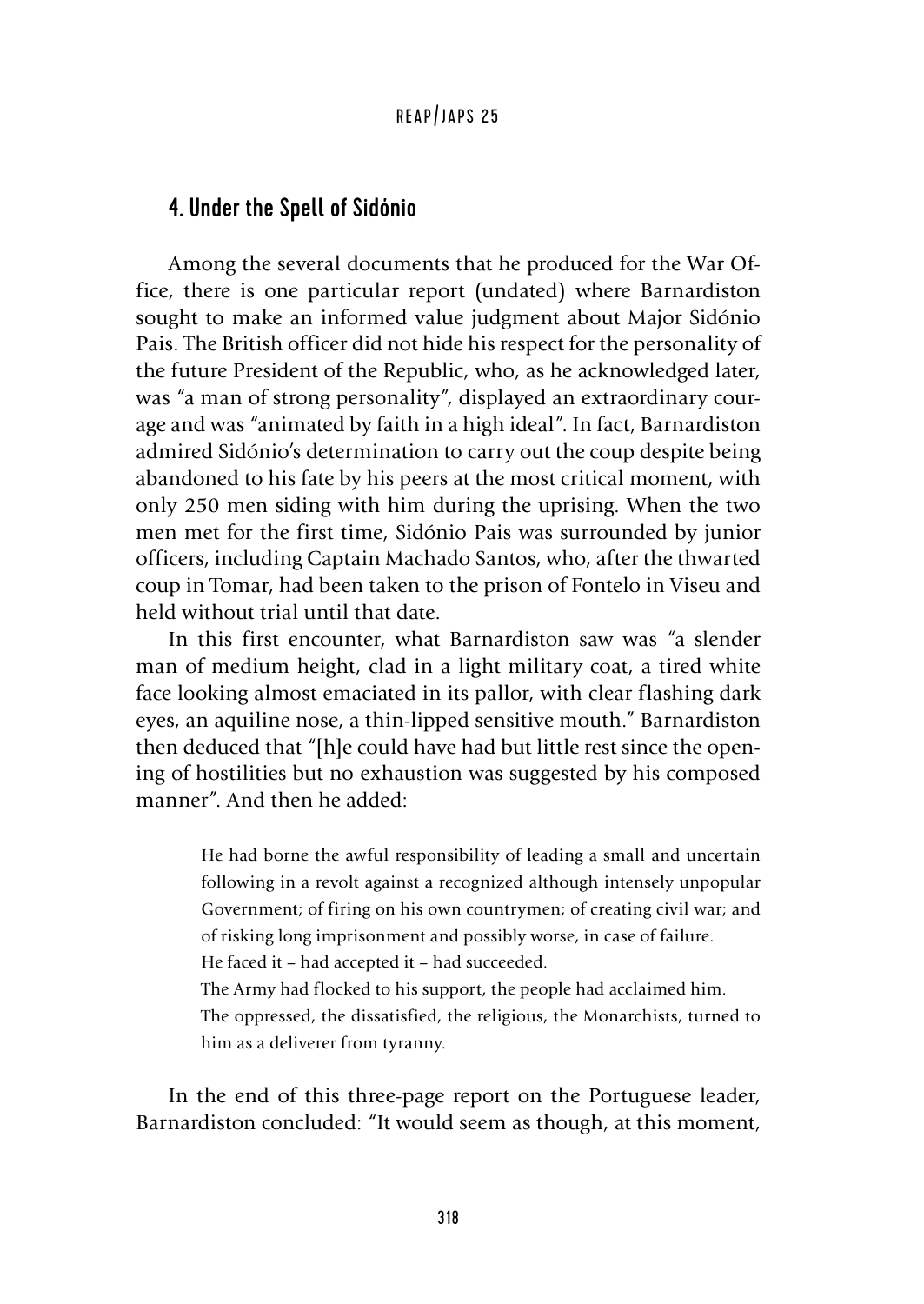## 4. Under the Spell of Sidónio

Among the several documents that he produced for the War Office, there is one particular report (undated) where Barnardiston sought to make an informed value judgment about Major Sidónio Pais. The British officer did not hide his respect for the personality of the future President of the Republic, who, as he acknowledged later, was "a man of strong personality", displayed an extraordinary courage and was "animated by faith in a high ideal". In fact, Barnardiston admired Sidónio's determination to carry out the coup despite being abandoned to his fate by his peers at the most critical moment, with only 250 men siding with him during the uprising. When the two men met for the first time, Sidónio Pais was surrounded by junior officers, including Captain Machado Santos, who, after the thwarted coup in Tomar, had been taken to the prison of Fontelo in Viseu and held without trial until that date.

In this first encounter, what Barnardiston saw was "a slender man of medium height, clad in a light military coat, a tired white face looking almost emaciated in its pallor, with clear flashing dark eyes, an aquiline nose, a thin-lipped sensitive mouth." Barnardiston then deduced that "[h]e could have had but little rest since the opening of hostilities but no exhaustion was suggested by his composed manner". And then he added:

> He had borne the awful responsibility of leading a small and uncertain following in a revolt against a recognized although intensely unpopular Government; of firing on his own countrymen; of creating civil war; and of risking long imprisonment and possibly worse, in case of failure.
>
> He faced it – had accepted it – had succeeded.
>
> The Army had flocked to his support, the people had acclaimed him.
>
> The oppressed, the dissatisfied, the religious, the Monarchists, turned to him as a deliverer from tyranny.

In the end of this three-page report on the Portuguese leader, Barnardiston concluded: "It would seem as though, at this moment,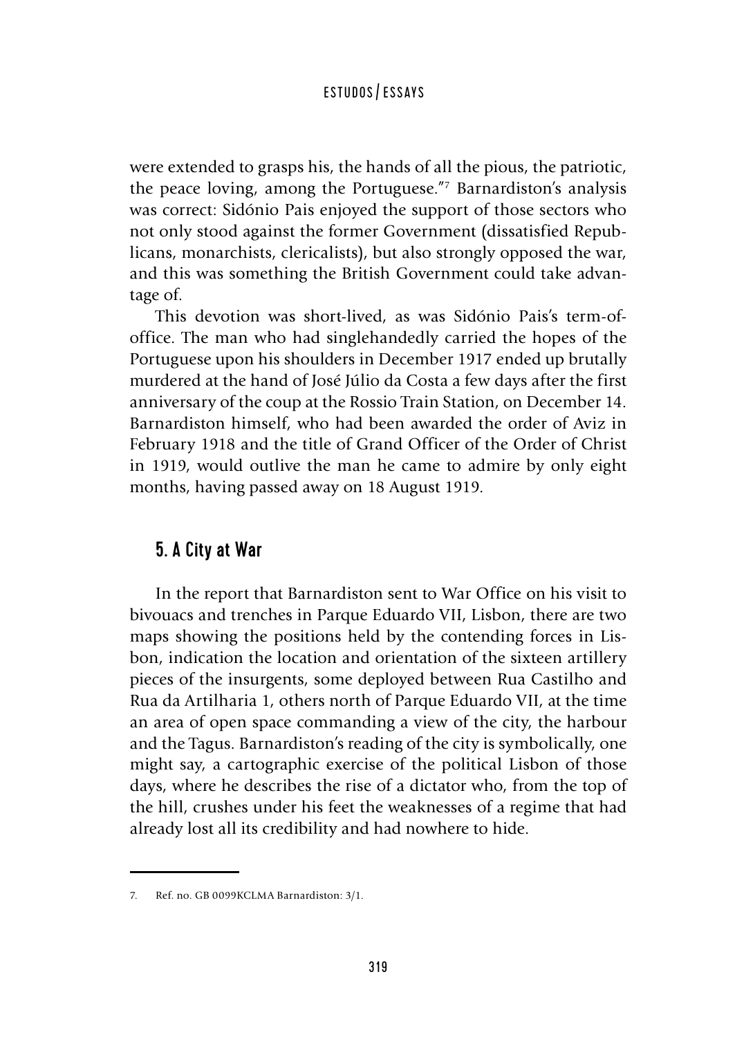were extended to grasps his, the hands of all the pious, the patriotic, the peace loving, among the Portuguese."[7] Barnardiston's analysis was correct: Sidónio Pais enjoyed the support of those sectors who not only stood against the former Government (dissatisfied Republicans, monarchists, clericalists), but also strongly opposed the war, and this was something the British Government could take advantage of.

This devotion was short-lived, as was Sidónio Pais's term-of-office. The man who had singlehandedly carried the hopes of the Portuguese upon his shoulders in December 1917 ended up brutally murdered at the hand of José Júlio da Costa a few days after the first anniversary of the coup at the Rossio Train Station, on December 14. Barnardiston himself, who had been awarded the order of Aviz in February 1918 and the title of Grand Officer of the Order of Christ in 1919, would outlive the man he came to admire by only eight months, having passed away on 18 August 1919.

## 5. A City at War

In the report that Barnardiston sent to War Office on his visit to bivouacs and trenches in Parque Eduardo VII, Lisbon, there are two maps showing the positions held by the contending forces in Lisbon, indication the location and orientation of the sixteen artillery pieces of the insurgents, some deployed between Rua Castilho and Rua da Artilharia 1, others north of Parque Eduardo VII, at the time an area of open space commanding a view of the city, the harbour and the Tagus. Barnardiston's reading of the city is symbolically, one might say, a cartographic exercise of the political Lisbon of those days, where he describes the rise of a dictator who, from the top of the hill, crushes under his feet the weaknesses of a regime that had already lost all its credibility and had nowhere to hide.

---

7. Ref. no. GB 0099KCLMA Barnardiston: 3/1.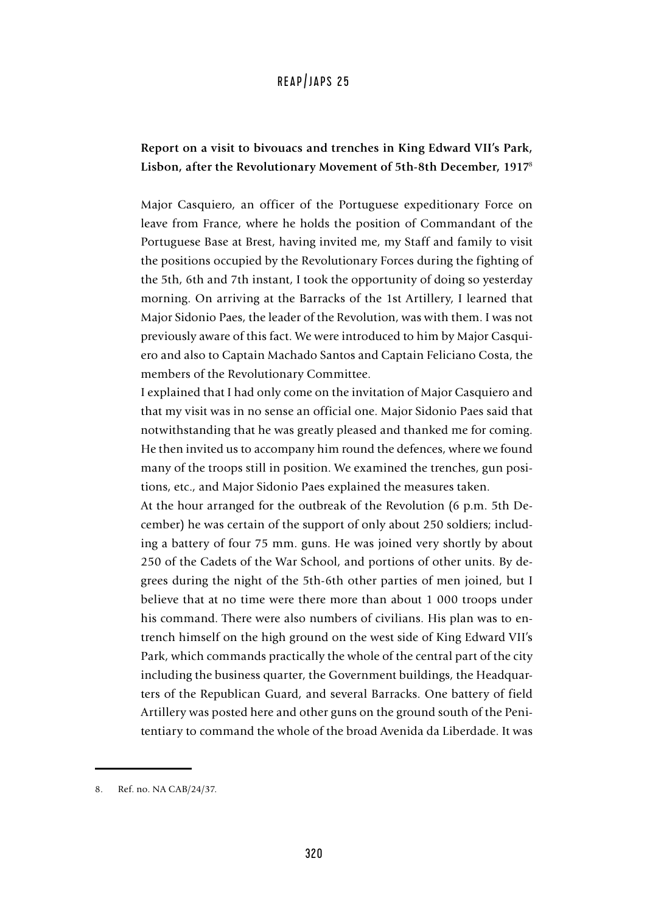**Report on a visit to bivouacs and trenches in King Edward VII's Park, Lisbon, after the Revolutionary Movement of 5th-8th December, 1917**[8]

Major Casquiero, an officer of the Portuguese expeditionary Force on leave from France, where he holds the position of Commandant of the Portuguese Base at Brest, having invited me, my Staff and family to visit the positions occupied by the Revolutionary Forces during the fighting of the 5th, 6th and 7th instant, I took the opportunity of doing so yesterday morning. On arriving at the Barracks of the 1st Artillery, I learned that Major Sidonio Paes, the leader of the Revolution, was with them. I was not previously aware of this fact. We were introduced to him by Major Casquiero and also to Captain Machado Santos and Captain Feliciano Costa, the members of the Revolutionary Committee.

I explained that I had only come on the invitation of Major Casquiero and that my visit was in no sense an official one. Major Sidonio Paes said that notwithstanding that he was greatly pleased and thanked me for coming. He then invited us to accompany him round the defences, where we found many of the troops still in position. We examined the trenches, gun positions, etc., and Major Sidonio Paes explained the measures taken.

At the hour arranged for the outbreak of the Revolution (6 p.m. 5th December) he was certain of the support of only about 250 soldiers; including a battery of four 75 mm. guns. He was joined very shortly by about 250 of the Cadets of the War School, and portions of other units. By degrees during the night of the 5th-6th other parties of men joined, but I believe that at no time were there more than about 1 000 troops under his command. There were also numbers of civilians. His plan was to entrench himself on the high ground on the west side of King Edward VII's Park, which commands practically the whole of the central part of the city including the business quarter, the Government buildings, the Headquarters of the Republican Guard, and several Barracks. One battery of field Artillery was posted here and other guns on the ground south of the Penitentiary to command the whole of the broad Avenida da Liberdade. It was

8. Ref. no. NA CAB/24/37.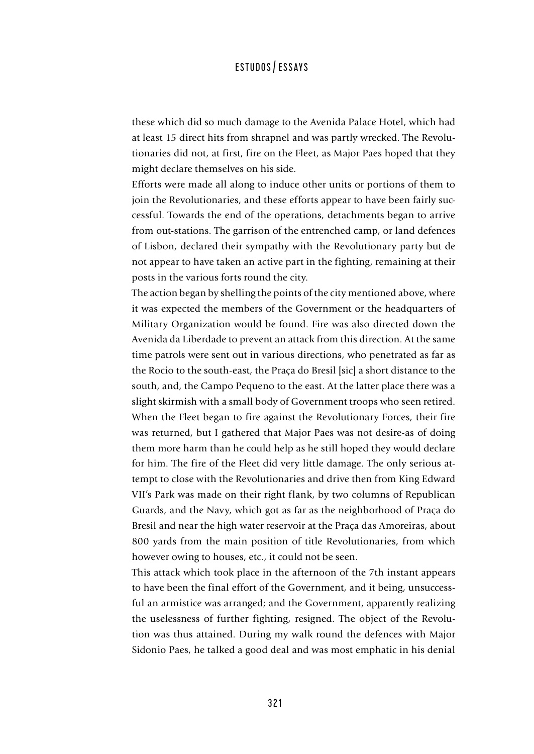these which did so much damage to the Avenida Palace Hotel, which had at least 15 direct hits from shrapnel and was partly wrecked. The Revolutionaries did not, at first, fire on the Fleet, as Major Paes hoped that they might declare themselves on his side.

Efforts were made all along to induce other units or portions of them to join the Revolutionaries, and these efforts appear to have been fairly successful. Towards the end of the operations, detachments began to arrive from out-stations. The garrison of the entrenched camp, or land defences of Lisbon, declared their sympathy with the Revolutionary party but de not appear to have taken an active part in the fighting, remaining at their posts in the various forts round the city.

The action began by shelling the points of the city mentioned above, where it was expected the members of the Government or the headquarters of Military Organization would be found. Fire was also directed down the Avenida da Liberdade to prevent an attack from this direction. At the same time patrols were sent out in various directions, who penetrated as far as the Rocio to the south-east, the Praça do Bresil [sic] a short distance to the south, and, the Campo Pequeno to the east. At the latter place there was a slight skirmish with a small body of Government troops who seen retired.

When the Fleet began to fire against the Revolutionary Forces, their fire was returned, but I gathered that Major Paes was not desire-as of doing them more harm than he could help as he still hoped they would declare for him. The fire of the Fleet did very little damage. The only serious attempt to close with the Revolutionaries and drive then from King Edward VII's Park was made on their right flank, by two columns of Republican Guards, and the Navy, which got as far as the neighborhood of Praça do Bresil and near the high water reservoir at the Praça das Amoreiras, about 800 yards from the main position of title Revolutionaries, from which however owing to houses, etc., it could not be seen.

This attack which took place in the afternoon of the 7th instant appears to have been the final effort of the Government, and it being, unsuccessful an armistice was arranged; and the Government, apparently realizing the uselessness of further fighting, resigned. The object of the Revolution was thus attained. During my walk round the defences with Major Sidonio Paes, he talked a good deal and was most emphatic in his denial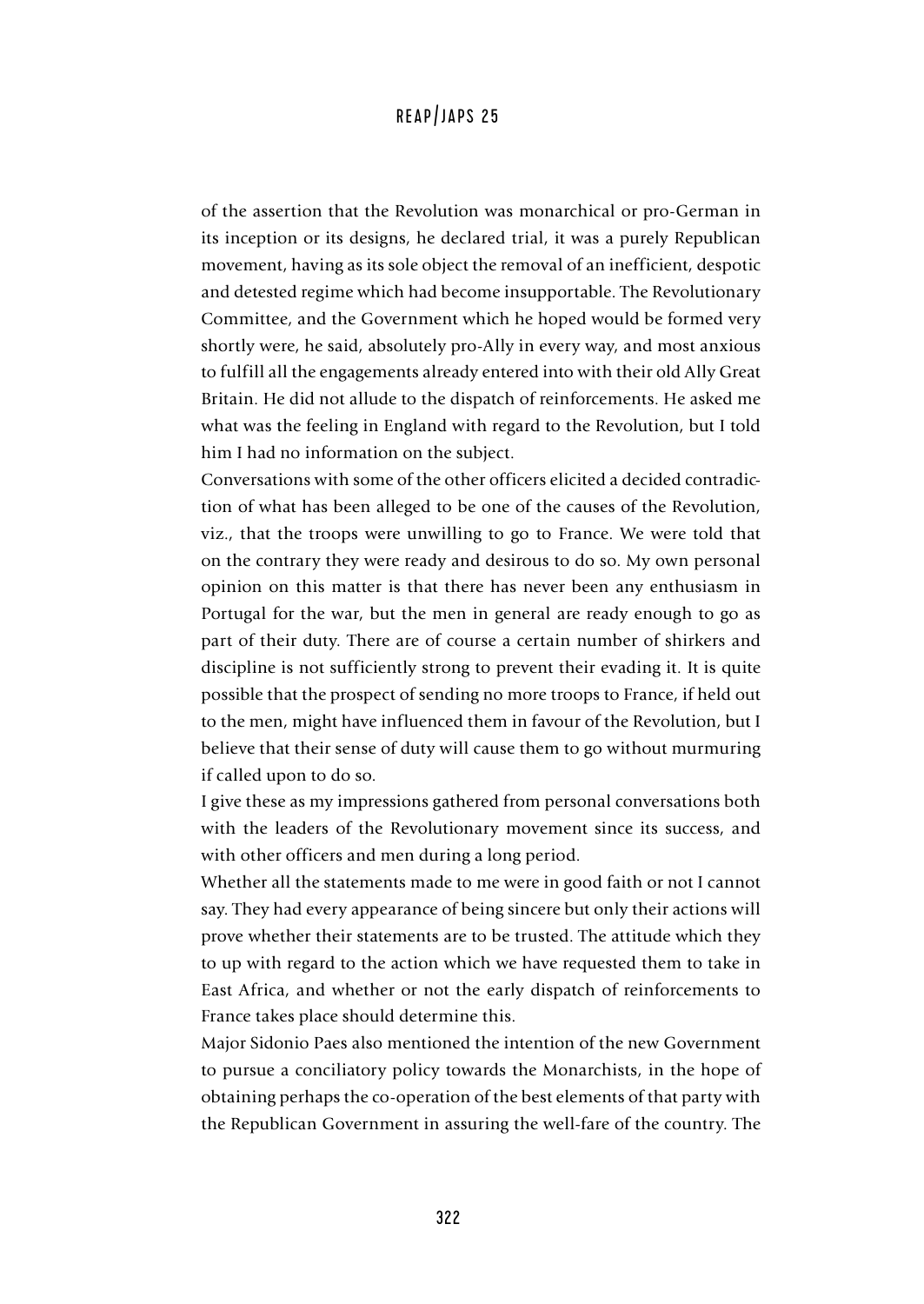of the assertion that the Revolution was monarchical or pro-German in its inception or its designs, he declared trial, it was a purely Republican movement, having as its sole object the removal of an inefficient, despotic and detested regime which had become insupportable. The Revolutionary Committee, and the Government which he hoped would be formed very shortly were, he said, absolutely pro-Ally in every way, and most anxious to fulfill all the engagements already entered into with their old Ally Great Britain. He did not allude to the dispatch of reinforcements. He asked me what was the feeling in England with regard to the Revolution, but I told him I had no information on the subject.

Conversations with some of the other officers elicited a decided contradiction of what has been alleged to be one of the causes of the Revolution, viz., that the troops were unwilling to go to France. We were told that on the contrary they were ready and desirous to do so. My own personal opinion on this matter is that there has never been any enthusiasm in Portugal for the war, but the men in general are ready enough to go as part of their duty. There are of course a certain number of shirkers and discipline is not sufficiently strong to prevent their evading it. It is quite possible that the prospect of sending no more troops to France, if held out to the men, might have influenced them in favour of the Revolution, but I believe that their sense of duty will cause them to go without murmuring if called upon to do so.

I give these as my impressions gathered from personal conversations both with the leaders of the Revolutionary movement since its success, and with other officers and men during a long period.

Whether all the statements made to me were in good faith or not I cannot say. They had every appearance of being sincere but only their actions will prove whether their statements are to be trusted. The attitude which they to up with regard to the action which we have requested them to take in East Africa, and whether or not the early dispatch of reinforcements to France takes place should determine this.

Major Sidonio Paes also mentioned the intention of the new Government to pursue a conciliatory policy towards the Monarchists, in the hope of obtaining perhaps the co-operation of the best elements of that party with the Republican Government in assuring the well-fare of the country. The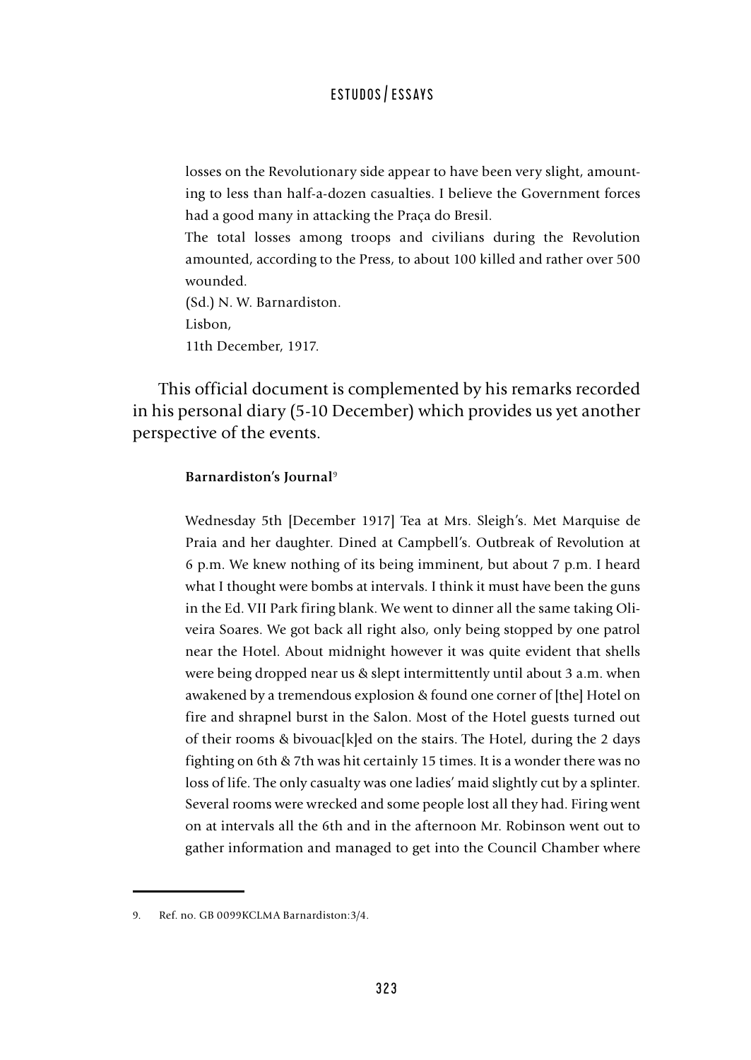losses on the Revolutionary side appear to have been very slight, amounting to less than half-a-dozen casualties. I believe the Government forces had a good many in attacking the Praça do Bresil.

The total losses among troops and civilians during the Revolution amounted, according to the Press, to about 100 killed and rather over 500 wounded.

(Sd.) N. W. Barnardiston.
Lisbon,
11th December, 1917.

This official document is complemented by his remarks recorded in his personal diary (5-10 December) which provides us yet another perspective of the events.

**Barnardiston's Journal**[9]

Wednesday 5th [December 1917] Tea at Mrs. Sleigh's. Met Marquise de Praia and her daughter. Dined at Campbell's. Outbreak of Revolution at 6 p.m. We knew nothing of its being imminent, but about 7 p.m. I heard what I thought were bombs at intervals. I think it must have been the guns in the Ed. VII Park firing blank. We went to dinner all the same taking Oliveira Soares. We got back all right also, only being stopped by one patrol near the Hotel. About midnight however it was quite evident that shells were being dropped near us & slept intermittently until about 3 a.m. when awakened by a tremendous explosion & found one corner of [the] Hotel on fire and shrapnel burst in the Salon. Most of the Hotel guests turned out of their rooms & bivouac[k]ed on the stairs. The Hotel, during the 2 days fighting on 6th & 7th was hit certainly 15 times. It is a wonder there was no loss of life. The only casualty was one ladies' maid slightly cut by a splinter. Several rooms were wrecked and some people lost all they had. Firing went on at intervals all the 6th and in the afternoon Mr. Robinson went out to gather information and managed to get into the Council Chamber where

9. Ref. no. GB 0099KCLMA Barnardiston:3/4.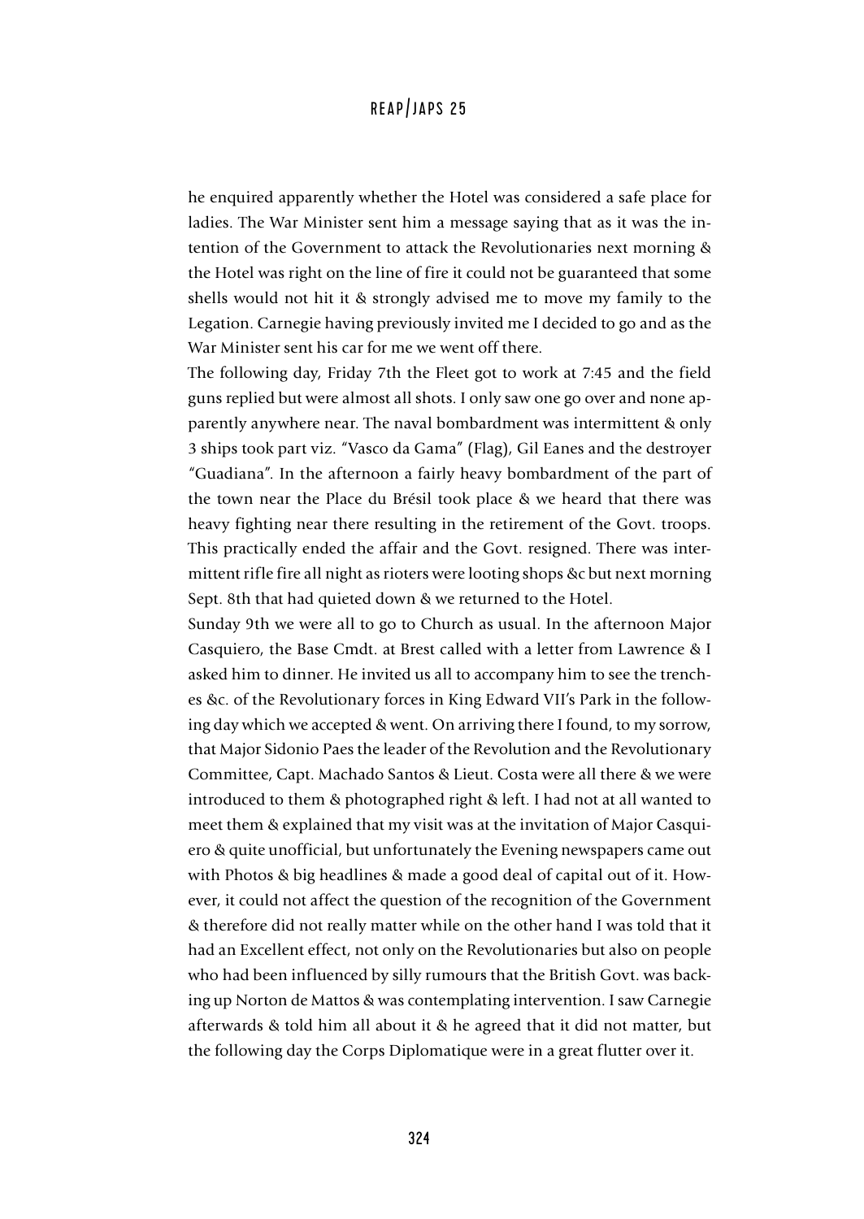he enquired apparently whether the Hotel was considered a safe place for ladies. The War Minister sent him a message saying that as it was the intention of the Government to attack the Revolutionaries next morning & the Hotel was right on the line of fire it could not be guaranteed that some shells would not hit it & strongly advised me to move my family to the Legation. Carnegie having previously invited me I decided to go and as the War Minister sent his car for me we went off there.

The following day, Friday 7th the Fleet got to work at 7:45 and the field guns replied but were almost all shots. I only saw one go over and none apparently anywhere near. The naval bombardment was intermittent & only 3 ships took part viz. "Vasco da Gama" (Flag), Gil Eanes and the destroyer "Guadiana". In the afternoon a fairly heavy bombardment of the part of the town near the Place du Brésil took place & we heard that there was heavy fighting near there resulting in the retirement of the Govt. troops. This practically ended the affair and the Govt. resigned. There was intermittent rifle fire all night as rioters were looting shops &c but next morning Sept. 8th that had quieted down & we returned to the Hotel.

Sunday 9th we were all to go to Church as usual. In the afternoon Major Casquiero, the Base Cmdt. at Brest called with a letter from Lawrence & I asked him to dinner. He invited us all to accompany him to see the trenches &c. of the Revolutionary forces in King Edward VII's Park in the following day which we accepted & went. On arriving there I found, to my sorrow, that Major Sidonio Paes the leader of the Revolution and the Revolutionary Committee, Capt. Machado Santos & Lieut. Costa were all there & we were introduced to them & photographed right & left. I had not at all wanted to meet them & explained that my visit was at the invitation of Major Casquiero & quite unofficial, but unfortunately the Evening newspapers came out with Photos & big headlines & made a good deal of capital out of it. However, it could not affect the question of the recognition of the Government & therefore did not really matter while on the other hand I was told that it had an Excellent effect, not only on the Revolutionaries but also on people who had been influenced by silly rumours that the British Govt. was backing up Norton de Mattos & was contemplating intervention. I saw Carnegie afterwards & told him all about it & he agreed that it did not matter, but the following day the Corps Diplomatique were in a great flutter over it.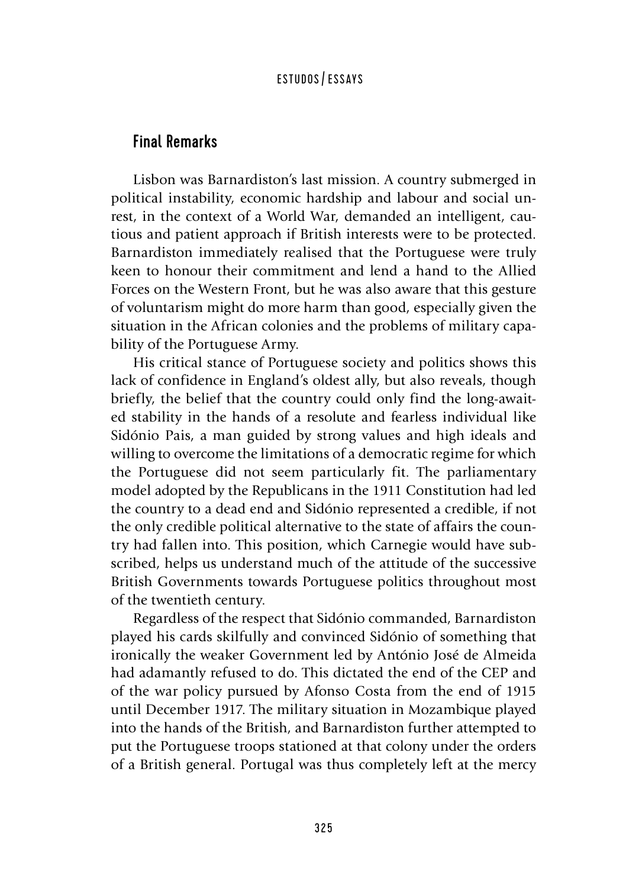## Final Remarks

Lisbon was Barnardiston's last mission. A country submerged in political instability, economic hardship and labour and social unrest, in the context of a World War, demanded an intelligent, cautious and patient approach if British interests were to be protected. Barnardiston immediately realised that the Portuguese were truly keen to honour their commitment and lend a hand to the Allied Forces on the Western Front, but he was also aware that this gesture of voluntarism might do more harm than good, especially given the situation in the African colonies and the problems of military capability of the Portuguese Army.

His critical stance of Portuguese society and politics shows this lack of confidence in England's oldest ally, but also reveals, though briefly, the belief that the country could only find the long-awaited stability in the hands of a resolute and fearless individual like Sidónio Pais, a man guided by strong values and high ideals and willing to overcome the limitations of a democratic regime for which the Portuguese did not seem particularly fit. The parliamentary model adopted by the Republicans in the 1911 Constitution had led the country to a dead end and Sidónio represented a credible, if not the only credible political alternative to the state of affairs the country had fallen into. This position, which Carnegie would have subscribed, helps us understand much of the attitude of the successive British Governments towards Portuguese politics throughout most of the twentieth century.

Regardless of the respect that Sidónio commanded, Barnardiston played his cards skilfully and convinced Sidónio of something that ironically the weaker Government led by António José de Almeida had adamantly refused to do. This dictated the end of the CEP and of the war policy pursued by Afonso Costa from the end of 1915 until December 1917. The military situation in Mozambique played into the hands of the British, and Barnardiston further attempted to put the Portuguese troops stationed at that colony under the orders of a British general. Portugal was thus completely left at the mercy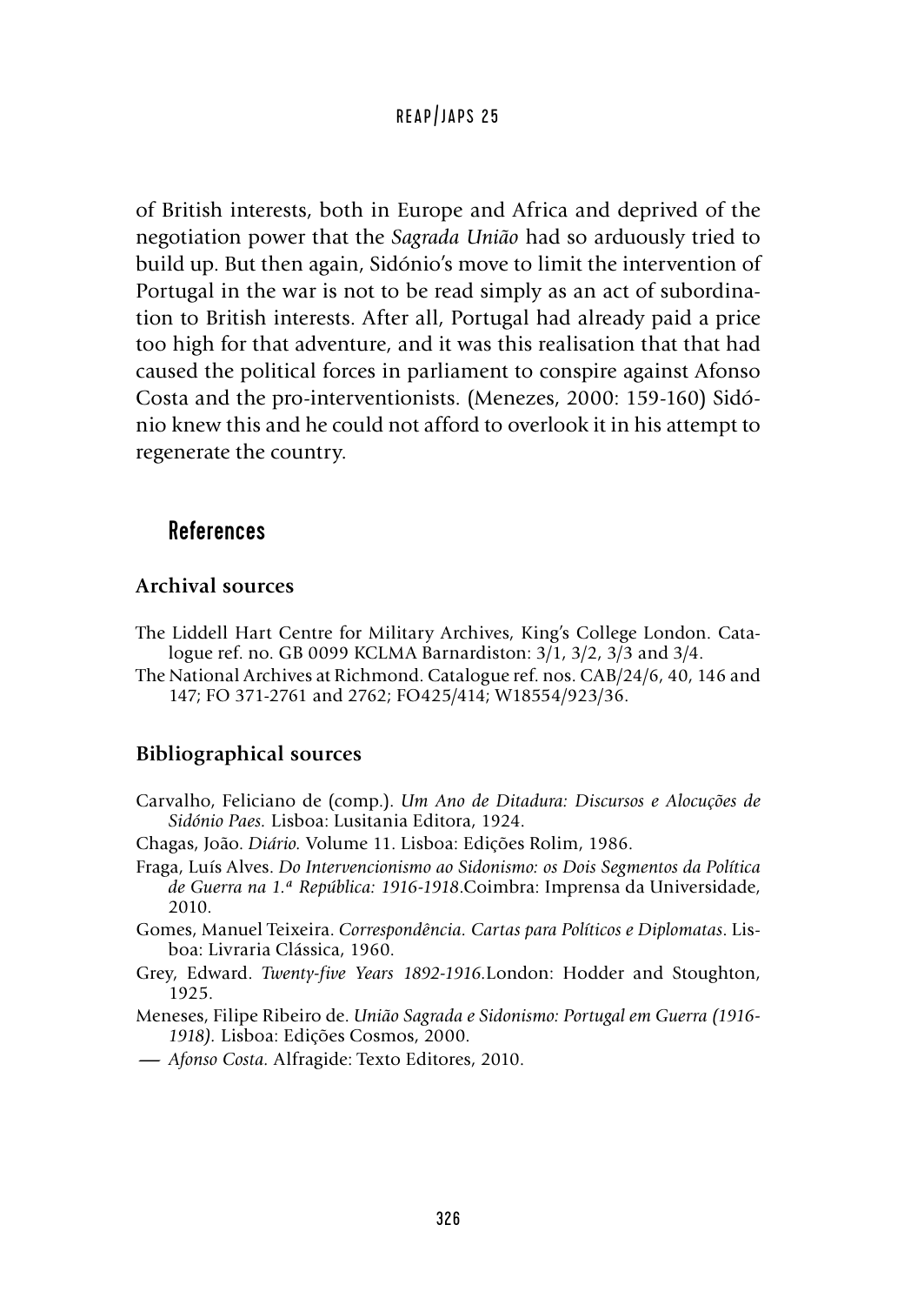of British interests, both in Europe and Africa and deprived of the negotiation power that the *Sagrada União* had so arduously tried to build up. But then again, Sidónio's move to limit the intervention of Portugal in the war is not to be read simply as an act of subordination to British interests. After all, Portugal had already paid a price too high for that adventure, and it was this realisation that that had caused the political forces in parliament to conspire against Afonso Costa and the pro-interventionists. (Menezes, 2000: 159-160) Sidónio knew this and he could not afford to overlook it in his attempt to regenerate the country.

## References

### Archival sources

The Liddell Hart Centre for Military Archives, King's College London. Catalogue ref. no. GB 0099 KCLMA Barnardiston: 3/1, 3/2, 3/3 and 3/4.

The National Archives at Richmond. Catalogue ref. nos. CAB/24/6, 40, 146 and 147; FO 371-2761 and 2762; FO425/414; W18554/923/36.

### Bibliographical sources

Carvalho, Feliciano de (comp.). *Um Ano de Ditadura: Discursos e Alocuções de Sidónio Paes.* Lisboa: Lusitania Editora, 1924.

Chagas, João. *Diário.* Volume 11. Lisboa: Edições Rolim, 1986.

Fraga, Luís Alves. *Do Intervencionismo ao Sidonismo: os Dois Segmentos da Política de Guerra na 1.ª República: 1916-1918*.Coimbra: Imprensa da Universidade, 2010.

Gomes, Manuel Teixeira. *Correspondência. Cartas para Políticos e Diplomatas*. Lisboa: Livraria Clássica, 1960.

Grey, Edward. *Twenty-five Years 1892-1916*.London: Hodder and Stoughton, 1925.

Meneses, Filipe Ribeiro de. *União Sagrada e Sidonismo: Portugal em Guerra (1916-1918).* Lisboa: Edições Cosmos, 2000.

— *Afonso Costa.* Alfragide: Texto Editores, 2010.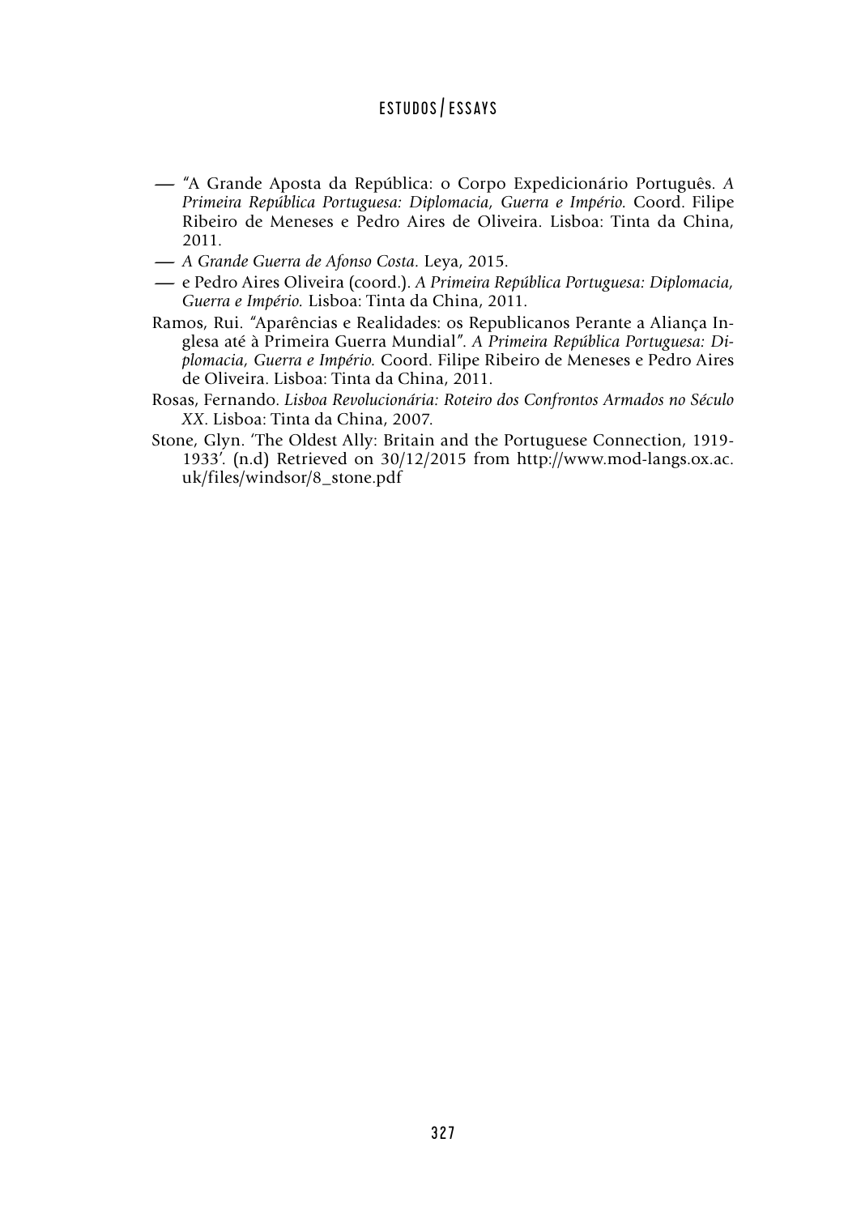— "A Grande Aposta da República: o Corpo Expedicionário Português. *A Primeira República Portuguesa: Diplomacia, Guerra e Império.* Coord. Filipe Ribeiro de Meneses e Pedro Aires de Oliveira. Lisboa: Tinta da China, 2011.

— *A Grande Guerra de Afonso Costa.* Leya, 2015.

— e Pedro Aires Oliveira (coord.). *A Primeira República Portuguesa: Diplomacia, Guerra e Império.* Lisboa: Tinta da China, 2011.

Ramos, Rui. "Aparências e Realidades: os Republicanos Perante a Aliança Inglesa até à Primeira Guerra Mundial". *A Primeira República Portuguesa: Diplomacia, Guerra e Império.* Coord. Filipe Ribeiro de Meneses e Pedro Aires de Oliveira. Lisboa: Tinta da China, 2011.

Rosas, Fernando. *Lisboa Revolucionária: Roteiro dos Confrontos Armados no Século XX*. Lisboa: Tinta da China, 2007.

Stone, Glyn. 'The Oldest Ally: Britain and the Portuguese Connection, 1919-1933'. (n.d) Retrieved on 30/12/2015 from http://www.mod-langs.ox.ac.uk/files/windsor/8_stone.pdf